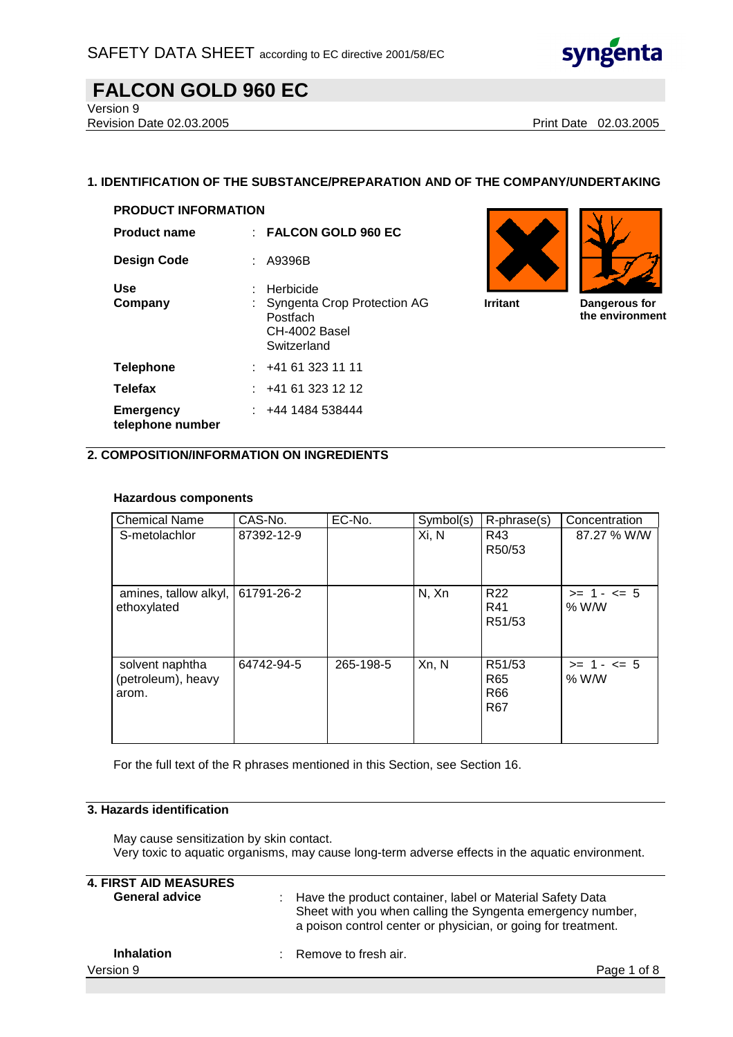# FALCON GOLD 960 EC

Version 9

Revision Date 02.03.2005

Print Date 02.03.2005

## 1. IDENTIFICATION OF THE SUBSTANCE/PREPARATION AND OF THE COMPANY/UNDERTAKING

### PRODUCT INFORMATION

**Product name** : **FALCON GOLD 960 EC**

**Design Code** : A9396B

**Use** : Herbicide

**Company** : Syngenta Crop Protection AG
Postfach
CH-4002 Basel
Switzerland

**Telephone** : +41 61 323 11 11

**Telefax** : +41 61 323 12 12

**Emergency telephone number** : +44 1484 538444

**Irritant**

**Dangerous for the environment**

## 2. COMPOSITION/INFORMATION ON INGREDIENTS

**Hazardous components**

| Chemical Name | CAS-No. | EC-No. | Symbol(s) | R-phrase(s) | Concentration |
|---|---|---|---|---|---|
| S-metolachlor | 87392-12-9 | | Xi, N | R43<br>R50/53 | 87.27 % W/W |
| amines, tallow alkyl, ethoxylated | 61791-26-2 | | N, Xn | R22<br>R41<br>R51/53 | >= 1 - <= 5 % W/W |
| solvent naphtha (petroleum), heavy arom. | 64742-94-5 | 265-198-5 | Xn, N | R51/53<br>R65<br>R66<br>R67 | >= 1 - <= 5 % W/W |

For the full text of the R phrases mentioned in this Section, see Section 16.

## 3. Hazards identification

May cause sensitization by skin contact.
Very toxic to aquatic organisms, may cause long-term adverse effects in the aquatic environment.

## 4. FIRST AID MEASURES

**General advice** : Have the product container, label or Material Safety Data Sheet with you when calling the Syngenta emergency number, a poison control center or physician, or going for treatment.

**Inhalation** : Remove to fresh air.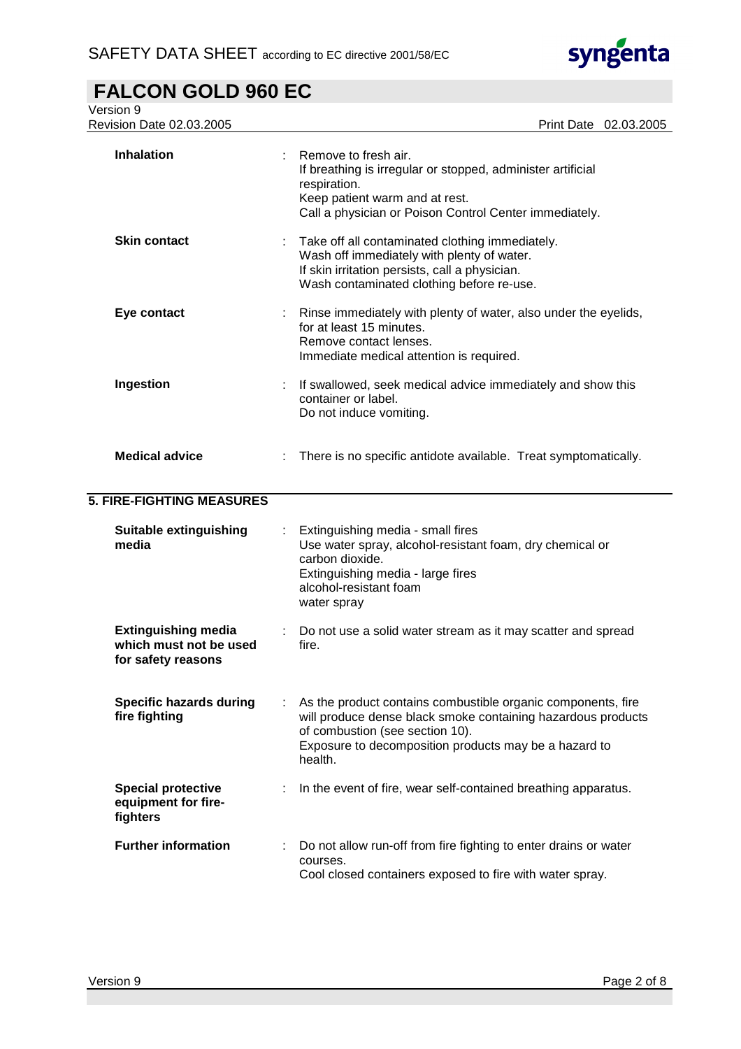| | |
|---|---|
| **Inhalation** | Remove to fresh air.<br>If breathing is irregular or stopped, administer artificial respiration.<br>Keep patient warm and at rest.<br>Call a physician or Poison Control Center immediately. |
| **Skin contact** | Take off all contaminated clothing immediately.<br>Wash off immediately with plenty of water.<br>If skin irritation persists, call a physician.<br>Wash contaminated clothing before re-use. |
| **Eye contact** | Rinse immediately with plenty of water, also under the eyelids, for at least 15 minutes.<br>Remove contact lenses.<br>Immediate medical attention is required. |
| **Ingestion** | If swallowed, seek medical advice immediately and show this container or label.<br>Do not induce vomiting. |
| **Medical advice** | There is no specific antidote available. Treat symptomatically. |

## 5. FIRE-FIGHTING MEASURES

| | |
|---|---|
| **Suitable extinguishing media** | Extinguishing media - small fires<br>Use water spray, alcohol-resistant foam, dry chemical or carbon dioxide.<br>Extinguishing media - large fires<br>alcohol-resistant foam<br>water spray |
| **Extinguishing media which must not be used for safety reasons** | Do not use a solid water stream as it may scatter and spread fire. |
| **Specific hazards during fire fighting** | As the product contains combustible organic components, fire will produce dense black smoke containing hazardous products of combustion (see section 10).<br>Exposure to decomposition products may be a hazard to health. |
| **Special protective equipment for fire-fighters** | In the event of fire, wear self-contained breathing apparatus. |
| **Further information** | Do not allow run-off from fire fighting to enter drains or water courses.<br>Cool closed containers exposed to fire with water spray. |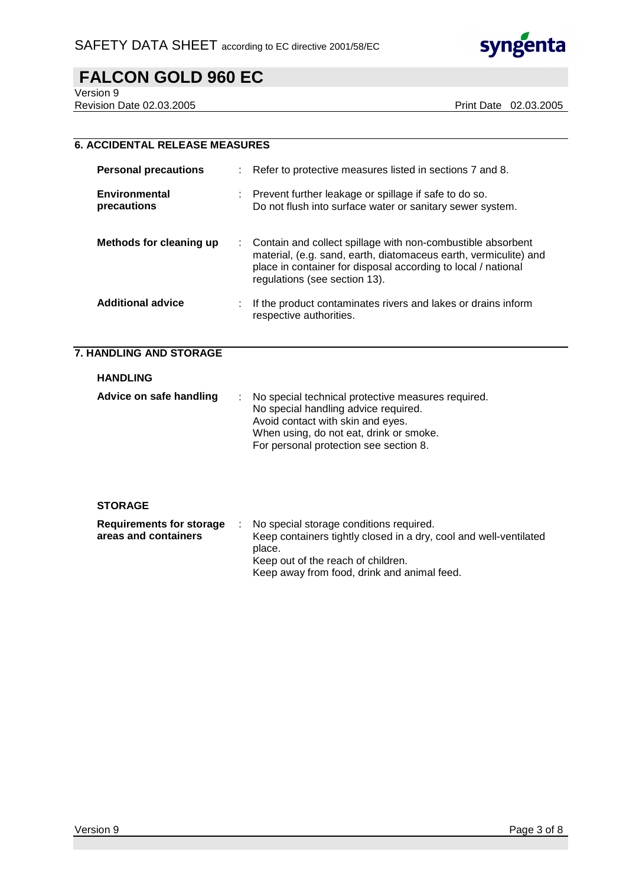## 6. ACCIDENTAL RELEASE MEASURES

| | |
|---|---|
| **Personal precautions** | Refer to protective measures listed in sections 7 and 8. |
| **Environmental precautions** | Prevent further leakage or spillage if safe to do so.<br>Do not flush into surface water or sanitary sewer system. |
| **Methods for cleaning up** | Contain and collect spillage with non-combustible absorbent material, (e.g. sand, earth, diatomaceus earth, vermiculite) and place in container for disposal according to local / national regulations (see section 13). |
| **Additional advice** | If the product contaminates rivers and lakes or drains inform respective authorities. |

## 7. HANDLING AND STORAGE

### HANDLING

| | |
|---|---|
| **Advice on safe handling** | No special technical protective measures required.<br>No special handling advice required.<br>Avoid contact with skin and eyes.<br>When using, do not eat, drink or smoke.<br>For personal protection see section 8. |

### STORAGE

| | |
|---|---|
| **Requirements for storage areas and containers** | No special storage conditions required.<br>Keep containers tightly closed in a dry, cool and well-ventilated place.<br>Keep out of the reach of children.<br>Keep away from food, drink and animal feed. |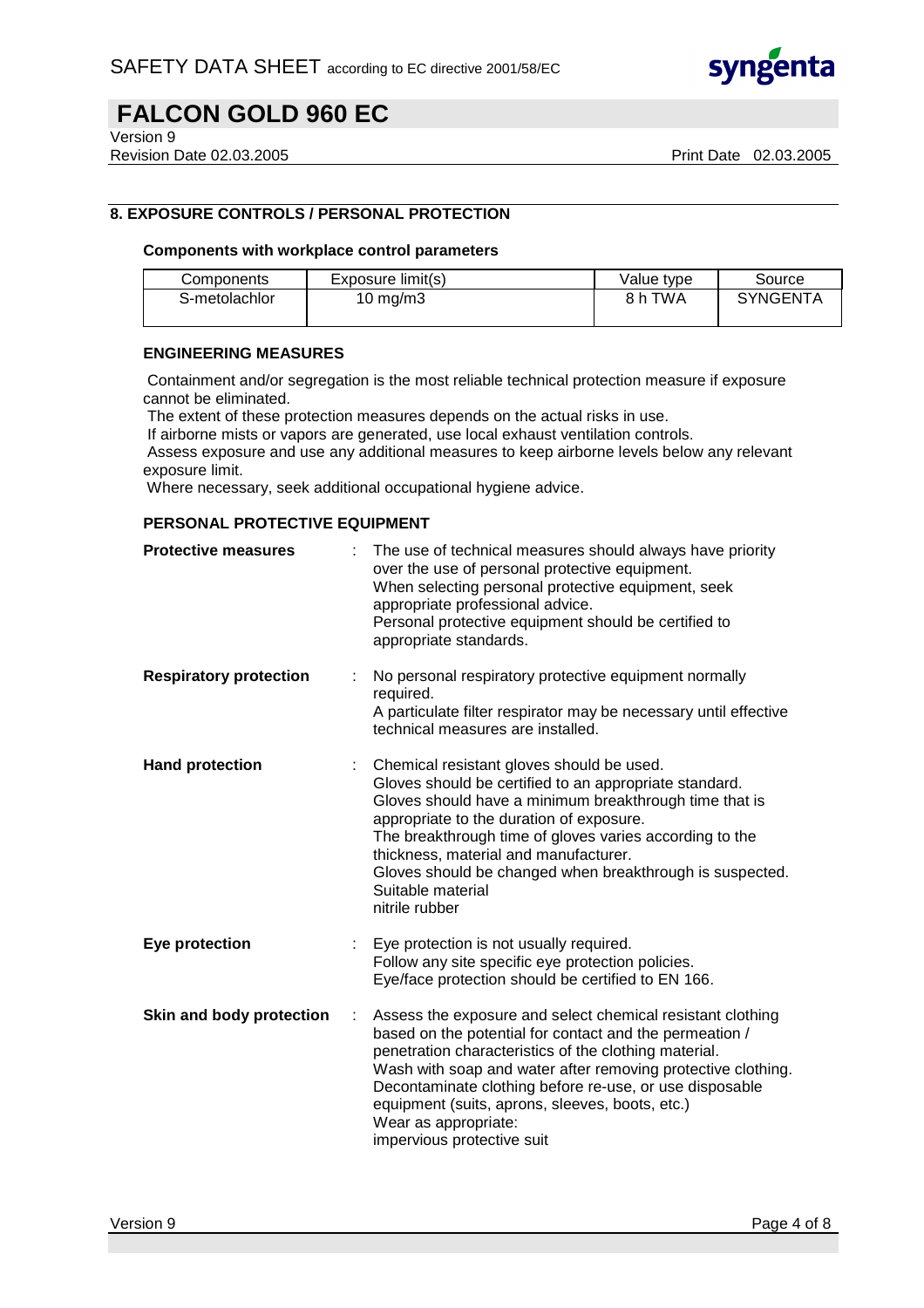## 8. EXPOSURE CONTROLS / PERSONAL PROTECTION

### Components with workplace control parameters

| Components | Exposure limit(s) | Value type | Source |
|---|---|---|---|
| S-metolachlor | 10 mg/m3 | 8 h TWA | SYNGENTA |

### ENGINEERING MEASURES

Containment and/or segregation is the most reliable technical protection measure if exposure cannot be eliminated.

The extent of these protection measures depends on the actual risks in use.

If airborne mists or vapors are generated, use local exhaust ventilation controls.

Assess exposure and use any additional measures to keep airborne levels below any relevant exposure limit.

Where necessary, seek additional occupational hygiene advice.

### PERSONAL PROTECTIVE EQUIPMENT

**Protective measures** : The use of technical measures should always have priority over the use of personal protective equipment.
When selecting personal protective equipment, seek appropriate professional advice.
Personal protective equipment should be certified to appropriate standards.

**Respiratory protection** : No personal respiratory protective equipment normally required.
A particulate filter respirator may be necessary until effective technical measures are installed.

**Hand protection** : Chemical resistant gloves should be used.
Gloves should be certified to an appropriate standard.
Gloves should have a minimum breakthrough time that is appropriate to the duration of exposure.
The breakthrough time of gloves varies according to the thickness, material and manufacturer.
Gloves should be changed when breakthrough is suspected.
Suitable material
nitrile rubber

**Eye protection** : Eye protection is not usually required.
Follow any site specific eye protection policies.
Eye/face protection should be certified to EN 166.

**Skin and body protection** : Assess the exposure and select chemical resistant clothing based on the potential for contact and the permeation / penetration characteristics of the clothing material.
Wash with soap and water after removing protective clothing.
Decontaminate clothing before re-use, or use disposable equipment (suits, aprons, sleeves, boots, etc.)
Wear as appropriate:
impervious protective suit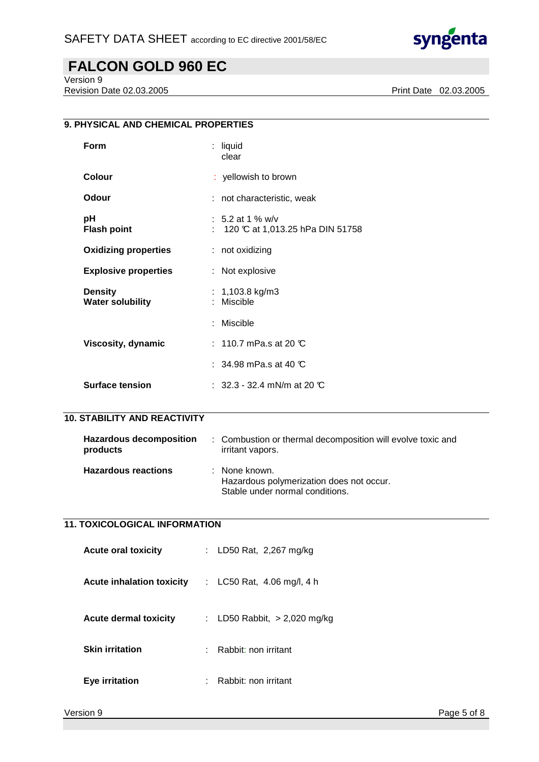## 9. PHYSICAL AND CHEMICAL PROPERTIES

| | |
|---|---|
| **Form** | : liquid<br>clear |
| **Colour** | : yellowish to brown |
| **Odour** | : not characteristic, weak |
| **pH** | : 5.2 at 1 % w/v |
| **Flash point** | : 120 ℃ at 1,013.25 hPa DIN 51758 |
| **Oxidizing properties** | : not oxidizing |
| **Explosive properties** | : Not explosive |
| **Density** | : 1,103.8 kg/m3 |
| **Water solubility** | : Miscible |
| | : Miscible |
| **Viscosity, dynamic** | : 110.7 mPa.s at 20 ℃ |
| | : 34.98 mPa.s at 40 ℃ |
| **Surface tension** | : 32.3 - 32.4 mN/m at 20 ℃ |

## 10. STABILITY AND REACTIVITY

| | |
|---|---|
| **Hazardous decomposition products** | : Combustion or thermal decomposition will evolve toxic and irritant vapors. |
| **Hazardous reactions** | : None known.<br>Hazardous polymerization does not occur.<br>Stable under normal conditions. |

## 11. TOXICOLOGICAL INFORMATION

| | |
|---|---|
| **Acute oral toxicity** | : LD50 Rat, 2,267 mg/kg |
| **Acute inhalation toxicity** | : LC50 Rat, 4.06 mg/l, 4 h |
| **Acute dermal toxicity** | : LD50 Rabbit, > 2,020 mg/kg |
| **Skin irritation** | : Rabbit: non irritant |
| **Eye irritation** | : Rabbit: non irritant |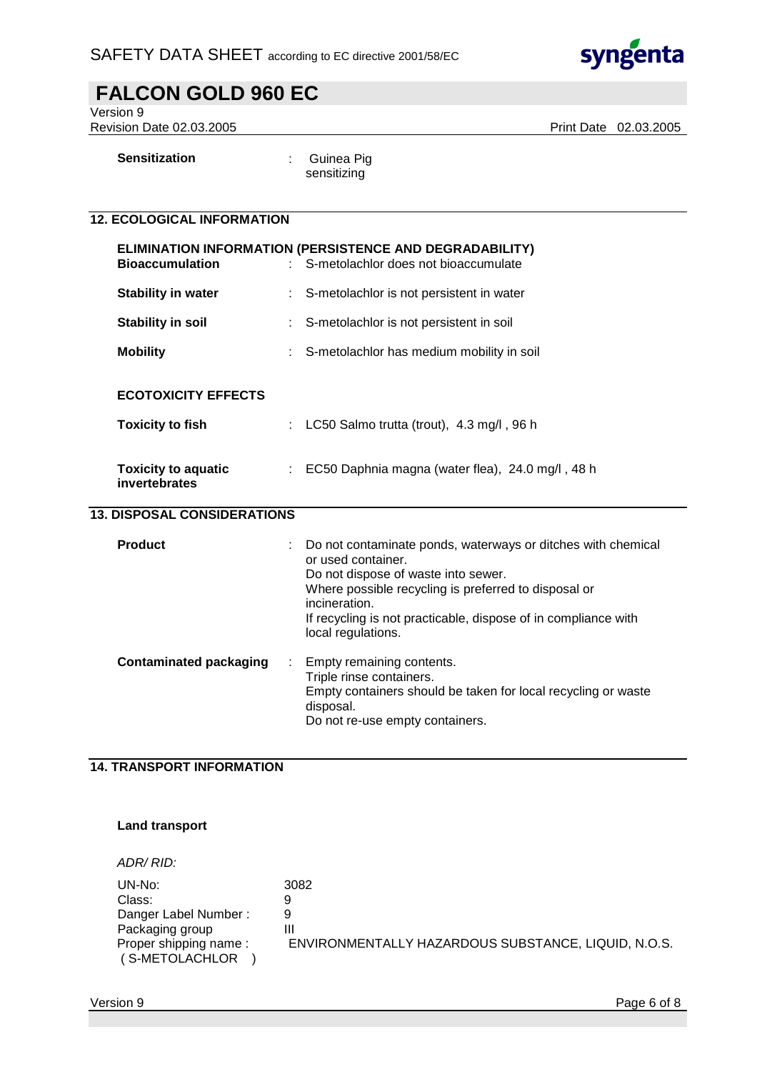**Sensitization** : Guinea Pig
sensitizing

## 12. ECOLOGICAL INFORMATION

**ELIMINATION INFORMATION (PERSISTENCE AND DEGRADABILITY)**

**Bioaccumulation** : S-metolachlor does not bioaccumulate

**Stability in water** : S-metolachlor is not persistent in water

**Stability in soil** : S-metolachlor is not persistent in soil

**Mobility** : S-metolachlor has medium mobility in soil

**ECOTOXICITY EFFECTS**

**Toxicity to fish** : LC50 Salmo trutta (trout), 4.3 mg/l , 96 h

**Toxicity to aquatic invertebrates** : EC50 Daphnia magna (water flea), 24.0 mg/l , 48 h

## 13. DISPOSAL CONSIDERATIONS

**Product** : Do not contaminate ponds, waterways or ditches with chemical or used container.
Do not dispose of waste into sewer.
Where possible recycling is preferred to disposal or incineration.
If recycling is not practicable, dispose of in compliance with local regulations.

**Contaminated packaging** : Empty remaining contents.
Triple rinse containers.
Empty containers should be taken for local recycling or waste disposal.
Do not re-use empty containers.

## 14. TRANSPORT INFORMATION

**Land transport**

*ADR/ RID:*

UN-No: 3082
Class: 9
Danger Label Number : 9
Packaging group III
Proper shipping name : ENVIRONMENTALLY HAZARDOUS SUBSTANCE, LIQUID, N.O.S.
( S-METOLACHLOR )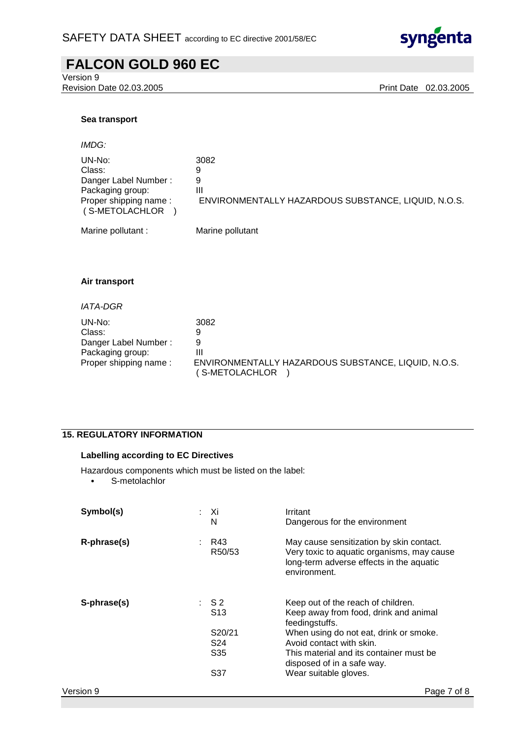**Sea transport**

*IMDG:*

| | |
|---|---|
| UN-No: | 3082 |
| Class: | 9 |
| Danger Label Number : | 9 |
| Packaging group: | III |
| Proper shipping name : ( S-METOLACHLOR ) | ENVIRONMENTALLY HAZARDOUS SUBSTANCE, LIQUID, N.O.S. |
| Marine pollutant : | Marine pollutant |

**Air transport**

*IATA-DGR*

| | |
|---|---|
| UN-No: | 3082 |
| Class: | 9 |
| Danger Label Number : | 9 |
| Packaging group: | III |
| Proper shipping name : | ENVIRONMENTALLY HAZARDOUS SUBSTANCE, LIQUID, N.O.S. ( S-METOLACHLOR ) |

## 15. REGULATORY INFORMATION

**Labelling according to EC Directives**

Hazardous components which must be listed on the label:

- S-metolachlor

| | | |
|---|---|---|
| **Symbol(s)** | : Xi | Irritant |
| | N | Dangerous for the environment |
| **R-phrase(s)** | : R43 | May cause sensitization by skin contact. |
| | R50/53 | Very toxic to aquatic organisms, may cause long-term adverse effects in the aquatic environment. |
| **S-phrase(s)** | : S 2 | Keep out of the reach of children. |
| | S13 | Keep away from food, drink and animal feedingstuffs. |
| | S20/21 | When using do not eat, drink or smoke. |
| | S24 | Avoid contact with skin. |
| | S35 | This material and its container must be disposed of in a safe way. |
| | S37 | Wear suitable gloves. |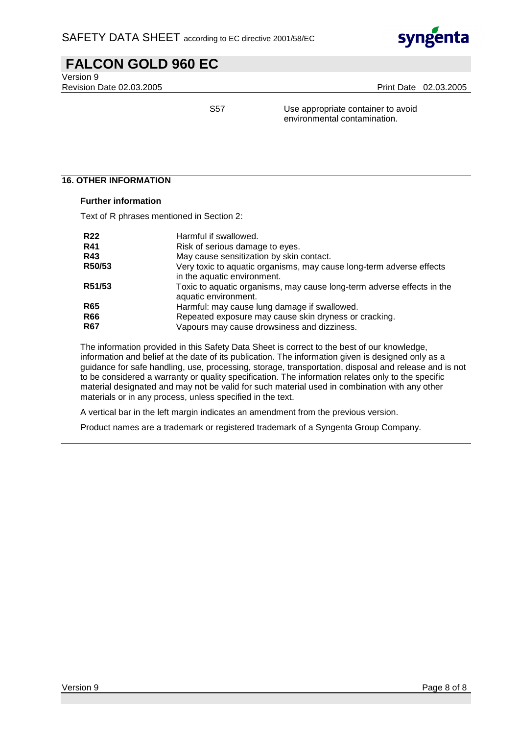| | |
|---|---|
| S57 | Use appropriate container to avoid environmental contamination. |

## 16. OTHER INFORMATION

### Further information

Text of R phrases mentioned in Section 2:

| | |
|---|---|
| **R22** | Harmful if swallowed. |
| **R41** | Risk of serious damage to eyes. |
| **R43** | May cause sensitization by skin contact. |
| **R50/53** | Very toxic to aquatic organisms, may cause long-term adverse effects in the aquatic environment. |
| **R51/53** | Toxic to aquatic organisms, may cause long-term adverse effects in the aquatic environment. |
| **R65** | Harmful: may cause lung damage if swallowed. |
| **R66** | Repeated exposure may cause skin dryness or cracking. |
| **R67** | Vapours may cause drowsiness and dizziness. |

The information provided in this Safety Data Sheet is correct to the best of our knowledge, information and belief at the date of its publication. The information given is designed only as a guidance for safe handling, use, processing, storage, transportation, disposal and release and is not to be considered a warranty or quality specification. The information relates only to the specific material designated and may not be valid for such material used in combination with any other materials or in any process, unless specified in the text.

A vertical bar in the left margin indicates an amendment from the previous version.

Product names are a trademark or registered trademark of a Syngenta Group Company.